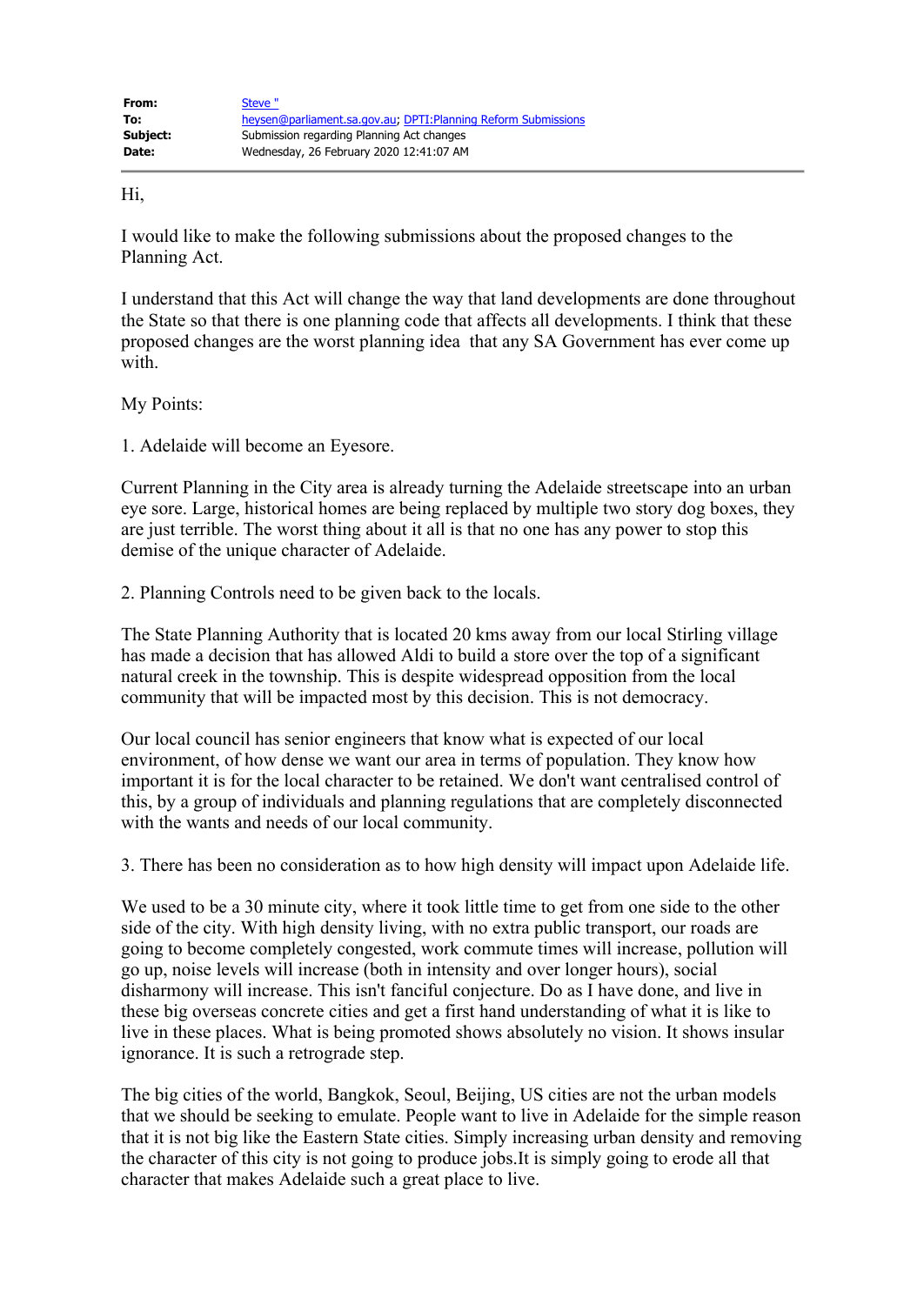| | |
|---|---|
| **From:** | Steve " |
| **To:** | heysen@parliament.sa.gov.au; DPTI:Planning Reform Submissions |
| **Subject:** | Submission regarding Planning Act changes |
| **Date:** | Wednesday, 26 February 2020 12:41:07 AM |

Hi,

I would like to make the following submissions about the proposed changes to the Planning Act.

I understand that this Act will change the way that land developments are done throughout the State so that there is one planning code that affects all developments. I think that these proposed changes are the worst planning idea that any SA Government has ever come up with.

My Points:

1. Adelaide will become an Eyesore.

Current Planning in the City area is already turning the Adelaide streetscape into an urban eye sore. Large, historical homes are being replaced by multiple two story dog boxes, they are just terrible. The worst thing about it all is that no one has any power to stop this demise of the unique character of Adelaide.

2. Planning Controls need to be given back to the locals.

The State Planning Authority that is located 20 kms away from our local Stirling village has made a decision that has allowed Aldi to build a store over the top of a significant natural creek in the township. This is despite widespread opposition from the local community that will be impacted most by this decision. This is not democracy.

Our local council has senior engineers that know what is expected of our local environment, of how dense we want our area in terms of population. They know how important it is for the local character to be retained. We don't want centralised control of this, by a group of individuals and planning regulations that are completely disconnected with the wants and needs of our local community.

3. There has been no consideration as to how high density will impact upon Adelaide life.

We used to be a 30 minute city, where it took little time to get from one side to the other side of the city. With high density living, with no extra public transport, our roads are going to become completely congested, work commute times will increase, pollution will go up, noise levels will increase (both in intensity and over longer hours), social disharmony will increase. This isn't fanciful conjecture. Do as I have done, and live in these big overseas concrete cities and get a first hand understanding of what it is like to live in these places. What is being promoted shows absolutely no vision. It shows insular ignorance. It is such a retrograde step.

The big cities of the world, Bangkok, Seoul, Beijing, US cities are not the urban models that we should be seeking to emulate. People want to live in Adelaide for the simple reason that it is not big like the Eastern State cities. Simply increasing urban density and removing the character of this city is not going to produce jobs.It is simply going to erode all that character that makes Adelaide such a great place to live.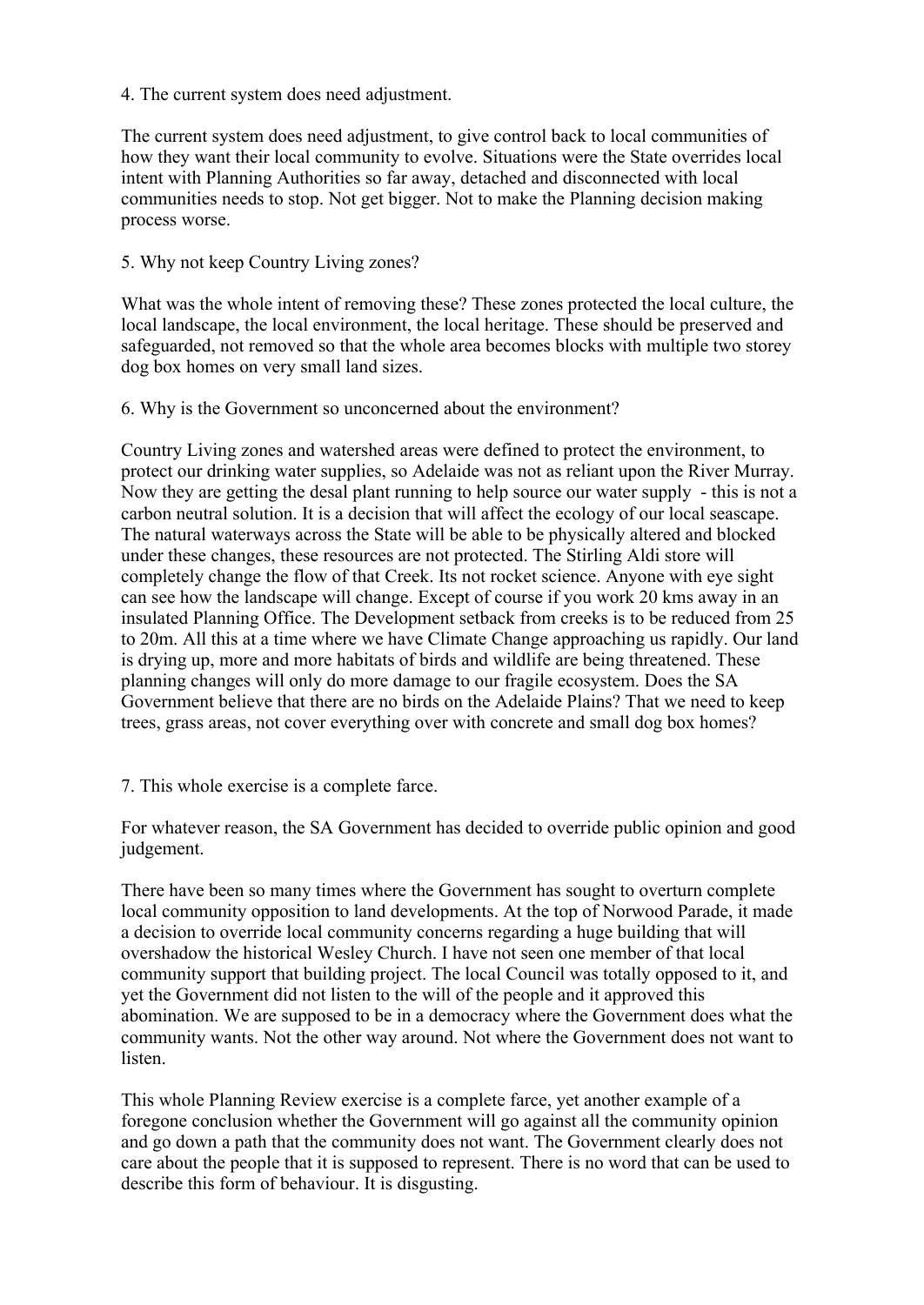4. The current system does need adjustment.

The current system does need adjustment, to give control back to local communities of how they want their local community to evolve. Situations were the State overrides local intent with Planning Authorities so far away, detached and disconnected with local communities needs to stop. Not get bigger. Not to make the Planning decision making process worse.

5. Why not keep Country Living zones?

What was the whole intent of removing these? These zones protected the local culture, the local landscape, the local environment, the local heritage. These should be preserved and safeguarded, not removed so that the whole area becomes blocks with multiple two storey dog box homes on very small land sizes.

6. Why is the Government so unconcerned about the environment?

Country Living zones and watershed areas were defined to protect the environment, to protect our drinking water supplies, so Adelaide was not as reliant upon the River Murray. Now they are getting the desal plant running to help source our water supply - this is not a carbon neutral solution. It is a decision that will affect the ecology of our local seascape. The natural waterways across the State will be able to be physically altered and blocked under these changes, these resources are not protected. The Stirling Aldi store will completely change the flow of that Creek. Its not rocket science. Anyone with eye sight can see how the landscape will change. Except of course if you work 20 kms away in an insulated Planning Office. The Development setback from creeks is to be reduced from 25 to 20m. All this at a time where we have Climate Change approaching us rapidly. Our land is drying up, more and more habitats of birds and wildlife are being threatened. These planning changes will only do more damage to our fragile ecosystem. Does the SA Government believe that there are no birds on the Adelaide Plains? That we need to keep trees, grass areas, not cover everything over with concrete and small dog box homes?

7. This whole exercise is a complete farce.

For whatever reason, the SA Government has decided to override public opinion and good judgement.

There have been so many times where the Government has sought to overturn complete local community opposition to land developments. At the top of Norwood Parade, it made a decision to override local community concerns regarding a huge building that will overshadow the historical Wesley Church. I have not seen one member of that local community support that building project. The local Council was totally opposed to it, and yet the Government did not listen to the will of the people and it approved this abomination. We are supposed to be in a democracy where the Government does what the community wants. Not the other way around. Not where the Government does not want to listen.

This whole Planning Review exercise is a complete farce, yet another example of a foregone conclusion whether the Government will go against all the community opinion and go down a path that the community does not want. The Government clearly does not care about the people that it is supposed to represent. There is no word that can be used to describe this form of behaviour. It is disgusting.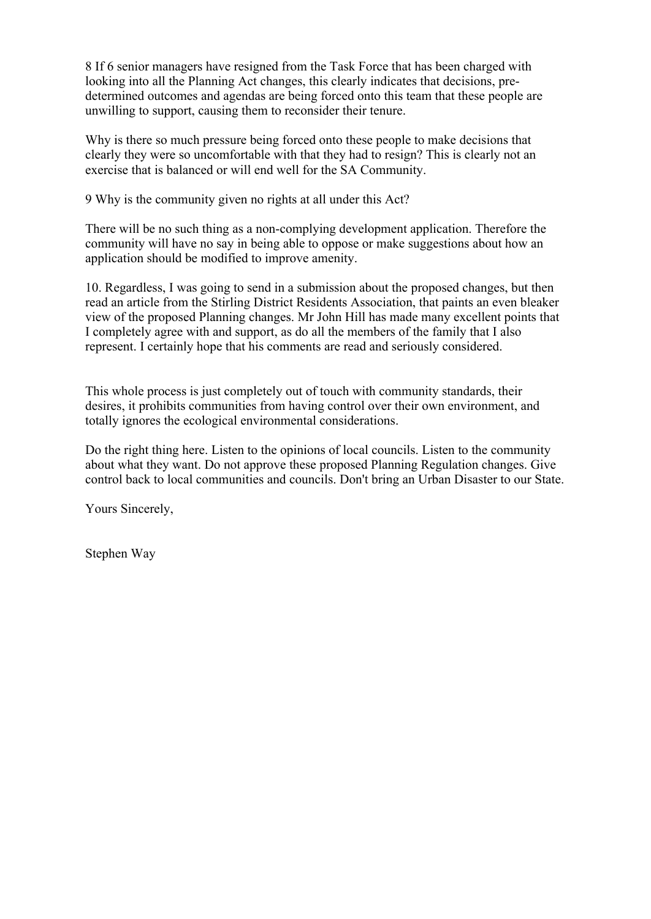8 If 6 senior managers have resigned from the Task Force that has been charged with looking into all the Planning Act changes, this clearly indicates that decisions, pre-determined outcomes and agendas are being forced onto this team that these people are unwilling to support, causing them to reconsider their tenure.

Why is there so much pressure being forced onto these people to make decisions that clearly they were so uncomfortable with that they had to resign? This is clearly not an exercise that is balanced or will end well for the SA Community.

9 Why is the community given no rights at all under this Act?

There will be no such thing as a non-complying development application. Therefore the community will have no say in being able to oppose or make suggestions about how an application should be modified to improve amenity.

10. Regardless, I was going to send in a submission about the proposed changes, but then read an article from the Stirling District Residents Association, that paints an even bleaker view of the proposed Planning changes. Mr John Hill has made many excellent points that I completely agree with and support, as do all the members of the family that I also represent. I certainly hope that his comments are read and seriously considered.

This whole process is just completely out of touch with community standards, their desires, it prohibits communities from having control over their own environment, and totally ignores the ecological environmental considerations.

Do the right thing here. Listen to the opinions of local councils. Listen to the community about what they want. Do not approve these proposed Planning Regulation changes. Give control back to local communities and councils. Don't bring an Urban Disaster to our State.

Yours Sincerely,

Stephen Way